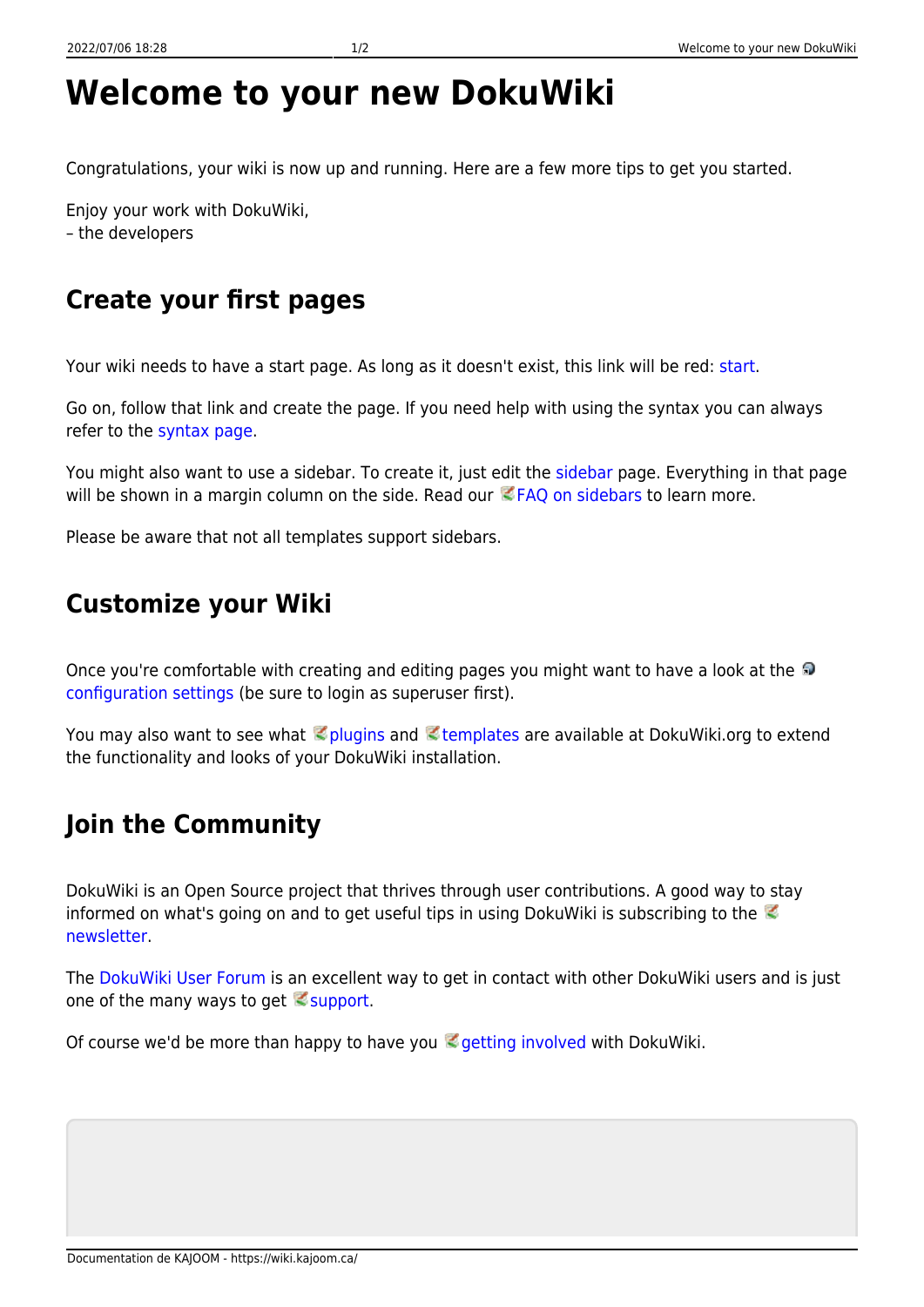# Welcome to your new DokuWiki

Congratulations, your wiki is now up and running. Here are a few more tips to get you started.

Enjoy your work with DokuWiki,
– the developers

## Create your first pages

Your wiki needs to have a start page. As long as it doesn't exist, this link will be red: start.

Go on, follow that link and create the page. If you need help with using the syntax you can always refer to the syntax page.

You might also want to use a sidebar. To create it, just edit the sidebar page. Everything in that page will be shown in a margin column on the side. Read our FAQ on sidebars to learn more.

Please be aware that not all templates support sidebars.

## Customize your Wiki

Once you're comfortable with creating and editing pages you might want to have a look at the configuration settings (be sure to login as superuser first).

You may also want to see what plugins and templates are available at DokuWiki.org to extend the functionality and looks of your DokuWiki installation.

## Join the Community

DokuWiki is an Open Source project that thrives through user contributions. A good way to stay informed on what's going on and to get useful tips in using DokuWiki is subscribing to the newsletter.

The DokuWiki User Forum is an excellent way to get in contact with other DokuWiki users and is just one of the many ways to get support.

Of course we'd be more than happy to have you getting involved with DokuWiki.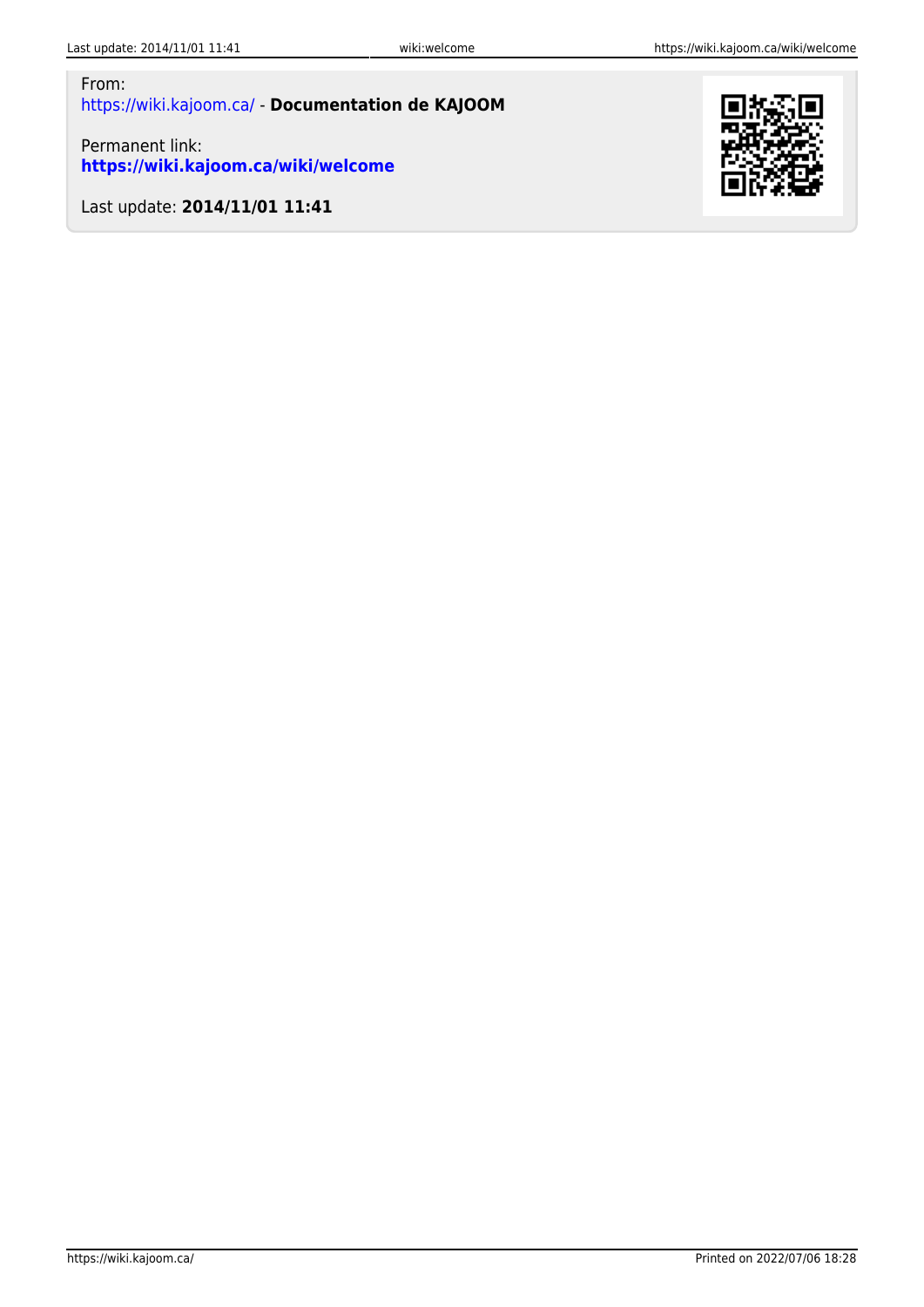From:
https://wiki.kajoom.ca/ - **Documentation de KAJOOM**

Permanent link:
**https://wiki.kajoom.ca/wiki/welcome**

Last update: **2014/11/01 11:41**